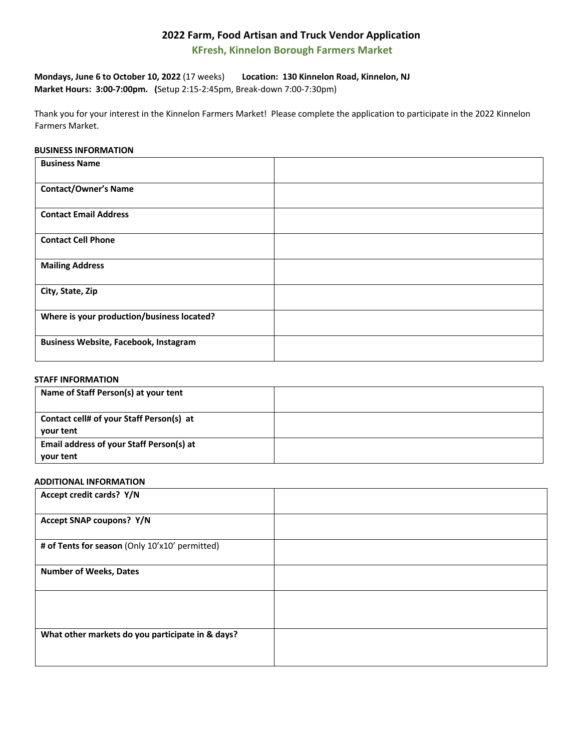# 2022 Farm, Food Artisan and Truck Vendor Application

## KFresh, Kinnelon Borough Farmers Market

**Mondays, June 6 to October 10, 2022** (17 weeks) **Location: 130 Kinnelon Road, Kinnelon, NJ**
**Market Hours: 3:00-7:00pm. (**Setup 2:15-2:45pm, Break-down 7:00-7:30pm)

Thank you for your interest in the Kinnelon Farmers Market! Please complete the application to participate in the 2022 Kinnelon Farmers Market.

**BUSINESS INFORMATION**

| | |
|---|---|
| **Business Name** | |
| **Contact/Owner's Name** | |
| **Contact Email Address** | |
| **Contact Cell Phone** | |
| **Mailing Address** | |
| **City, State, Zip** | |
| **Where is your production/business located?** | |
| **Business Website, Facebook, Instagram** | |

**STAFF INFORMATION**

| | |
|---|---|
| **Name of Staff Person(s) at your tent** | |
| **Contact cell# of your Staff Person(s) at your tent** | |
| **Email address of your Staff Person(s) at your tent** | |

**ADDITIONAL INFORMATION**

| | |
|---|---|
| **Accept credit cards? Y/N** | |
| **Accept SNAP coupons? Y/N** | |
| **# of Tents for season** (Only 10'x10' permitted) | |
| **Number of Weeks, Dates** | |
| | |
| **What other markets do you participate in & days?** | |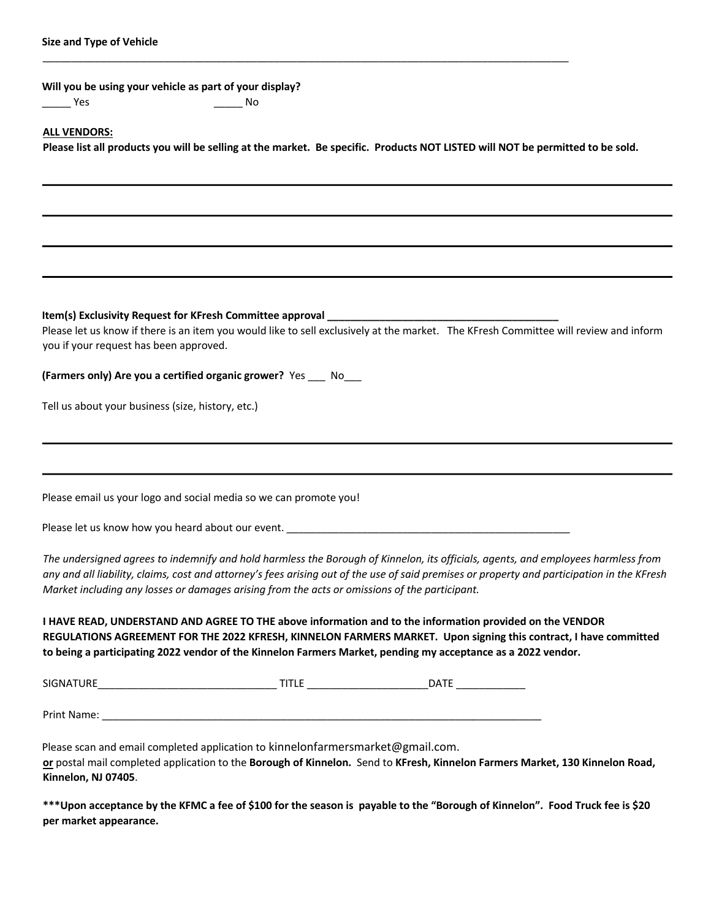**Size and Type of Vehicle**

______________________________________________________________________________________

**Will you be using your vehicle as part of your display?**

_____ Yes _____ No

**ALL VENDORS:**

**Please list all products you will be selling at the market. Be specific. Products NOT LISTED will NOT be permitted to be sold.**

______________________________________________________________________________________

______________________________________________________________________________________

______________________________________________________________________________________

______________________________________________________________________________________

**Item(s) Exclusivity Request for KFresh Committee approval** ________________________________________

Please let us know if there is an item you would like to sell exclusively at the market. The KFresh Committee will review and inform you if your request has been approved.

**(Farmers only) Are you a certified organic grower?** Yes ___ No___

Tell us about your business (size, history, etc.)

______________________________________________________________________________________

______________________________________________________________________________________

Please email us your logo and social media so we can promote you!

Please let us know how you heard about our event. ___________________________________________________

*The undersigned agrees to indemnify and hold harmless the Borough of Kinnelon, its officials, agents, and employees harmless from any and all liability, claims, cost and attorney's fees arising out of the use of said premises or property and participation in the KFresh Market including any losses or damages arising from the acts or omissions of the participant.*

**I HAVE READ, UNDERSTAND AND AGREE TO THE above information and to the information provided on the VENDOR REGULATIONS AGREEMENT FOR THE 2022 KFRESH, KINNELON FARMERS MARKET. Upon signing this contract, I have committed to being a participating 2022 vendor of the Kinnelon Farmers Market, pending my acceptance as a 2022 vendor.**

SIGNATURE_______________________________ TITLE _____________________DATE ____________

Print Name: ________________________________________________________________________________

Please scan and email completed application to kinnelonfarmersmarket@gmail.com.
**or** postal mail completed application to the **Borough of Kinnelon.** Send to **KFresh, Kinnelon Farmers Market, 130 Kinnelon Road, Kinnelon, NJ 07405**.

**\*\*\*Upon acceptance by the KFMC a fee of $100 for the season is payable to the "Borough of Kinnelon". Food Truck fee is $20 per market appearance.**